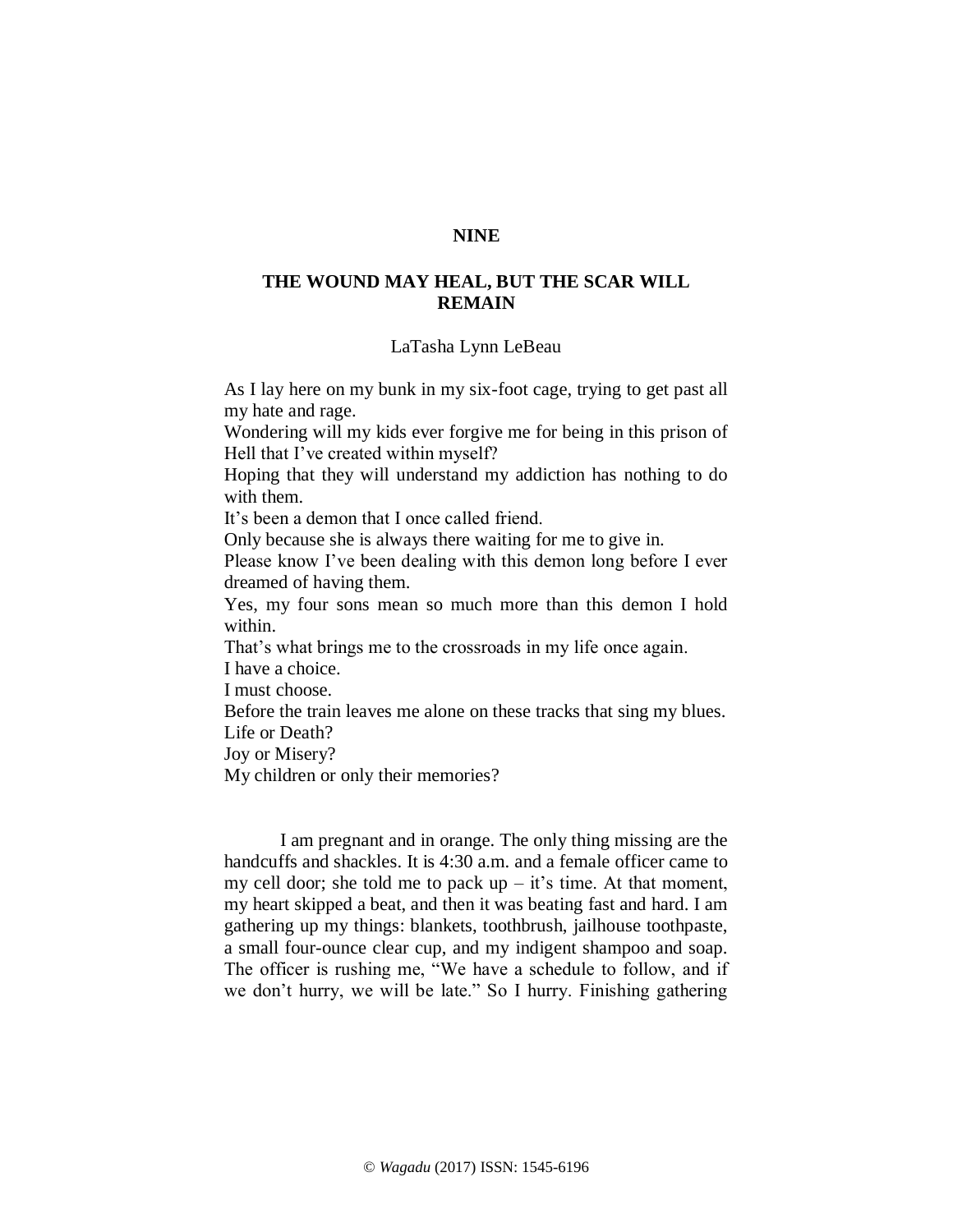## NINE

## THE WOUND MAY HEAL, BUT THE SCAR WILL REMAIN

LaTasha Lynn LeBeau

As I lay here on my bunk in my six-foot cage, trying to get past all my hate and rage.
Wondering will my kids ever forgive me for being in this prison of Hell that I've created within myself?
Hoping that they will understand my addiction has nothing to do with them.
It's been a demon that I once called friend.
Only because she is always there waiting for me to give in.
Please know I've been dealing with this demon long before I ever dreamed of having them.
Yes, my four sons mean so much more than this demon I hold within.
That's what brings me to the crossroads in my life once again.
I have a choice.
I must choose.
Before the train leaves me alone on these tracks that sing my blues.
Life or Death?
Joy or Misery?
My children or only their memories?

I am pregnant and in orange. The only thing missing are the handcuffs and shackles. It is 4:30 a.m. and a female officer came to my cell door; she told me to pack up – it's time. At that moment, my heart skipped a beat, and then it was beating fast and hard. I am gathering up my things: blankets, toothbrush, jailhouse toothpaste, a small four-ounce clear cup, and my indigent shampoo and soap. The officer is rushing me, "We have a schedule to follow, and if we don't hurry, we will be late." So I hurry. Finishing gathering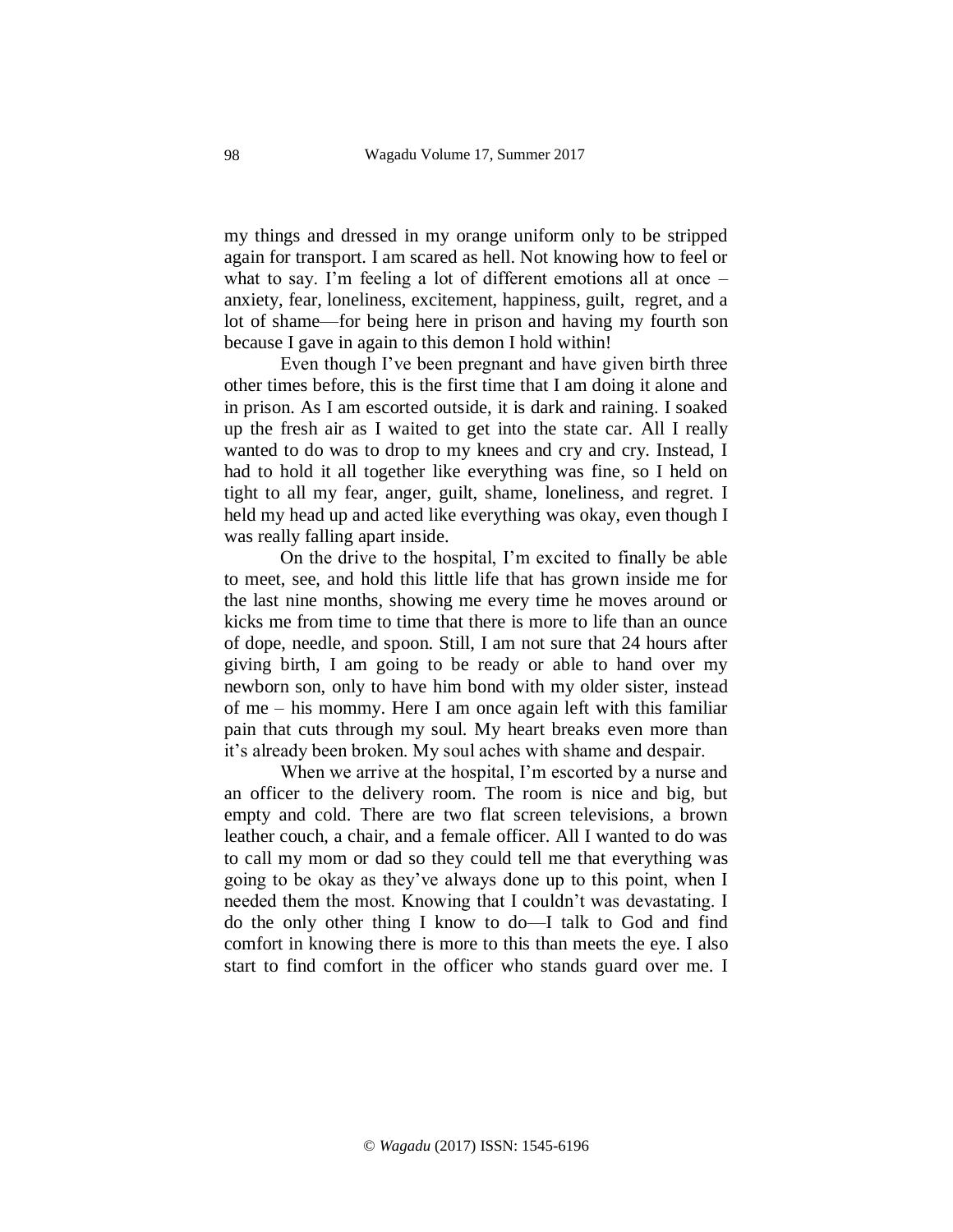my things and dressed in my orange uniform only to be stripped again for transport. I am scared as hell. Not knowing how to feel or what to say. I'm feeling a lot of different emotions all at once – anxiety, fear, loneliness, excitement, happiness, guilt, regret, and a lot of shame—for being here in prison and having my fourth son because I gave in again to this demon I hold within!

Even though I've been pregnant and have given birth three other times before, this is the first time that I am doing it alone and in prison. As I am escorted outside, it is dark and raining. I soaked up the fresh air as I waited to get into the state car. All I really wanted to do was to drop to my knees and cry and cry. Instead, I had to hold it all together like everything was fine, so I held on tight to all my fear, anger, guilt, shame, loneliness, and regret. I held my head up and acted like everything was okay, even though I was really falling apart inside.

On the drive to the hospital, I'm excited to finally be able to meet, see, and hold this little life that has grown inside me for the last nine months, showing me every time he moves around or kicks me from time to time that there is more to life than an ounce of dope, needle, and spoon. Still, I am not sure that 24 hours after giving birth, I am going to be ready or able to hand over my newborn son, only to have him bond with my older sister, instead of me – his mommy. Here I am once again left with this familiar pain that cuts through my soul. My heart breaks even more than it's already been broken. My soul aches with shame and despair.

When we arrive at the hospital, I'm escorted by a nurse and an officer to the delivery room. The room is nice and big, but empty and cold. There are two flat screen televisions, a brown leather couch, a chair, and a female officer. All I wanted to do was to call my mom or dad so they could tell me that everything was going to be okay as they've always done up to this point, when I needed them the most. Knowing that I couldn't was devastating. I do the only other thing I know to do—I talk to God and find comfort in knowing there is more to this than meets the eye. I also start to find comfort in the officer who stands guard over me. I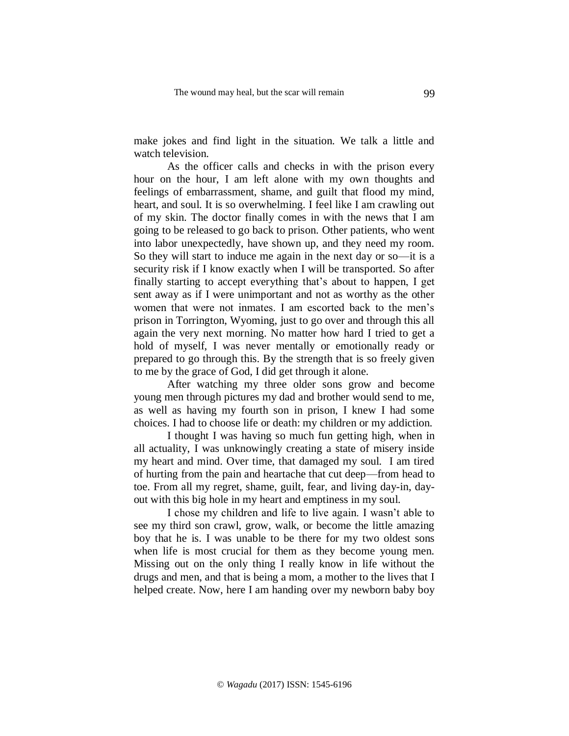make jokes and find light in the situation. We talk a little and watch television.

As the officer calls and checks in with the prison every hour on the hour, I am left alone with my own thoughts and feelings of embarrassment, shame, and guilt that flood my mind, heart, and soul. It is so overwhelming. I feel like I am crawling out of my skin. The doctor finally comes in with the news that I am going to be released to go back to prison. Other patients, who went into labor unexpectedly, have shown up, and they need my room. So they will start to induce me again in the next day or so—it is a security risk if I know exactly when I will be transported. So after finally starting to accept everything that's about to happen, I get sent away as if I were unimportant and not as worthy as the other women that were not inmates. I am escorted back to the men's prison in Torrington, Wyoming, just to go over and through this all again the very next morning. No matter how hard I tried to get a hold of myself, I was never mentally or emotionally ready or prepared to go through this. By the strength that is so freely given to me by the grace of God, I did get through it alone.

After watching my three older sons grow and become young men through pictures my dad and brother would send to me, as well as having my fourth son in prison, I knew I had some choices. I had to choose life or death: my children or my addiction.

I thought I was having so much fun getting high, when in all actuality, I was unknowingly creating a state of misery inside my heart and mind. Over time, that damaged my soul. I am tired of hurting from the pain and heartache that cut deep—from head to toe. From all my regret, shame, guilt, fear, and living day-in, day-out with this big hole in my heart and emptiness in my soul.

I chose my children and life to live again. I wasn't able to see my third son crawl, grow, walk, or become the little amazing boy that he is. I was unable to be there for my two oldest sons when life is most crucial for them as they become young men. Missing out on the only thing I really know in life without the drugs and men, and that is being a mom, a mother to the lives that I helped create. Now, here I am handing over my newborn baby boy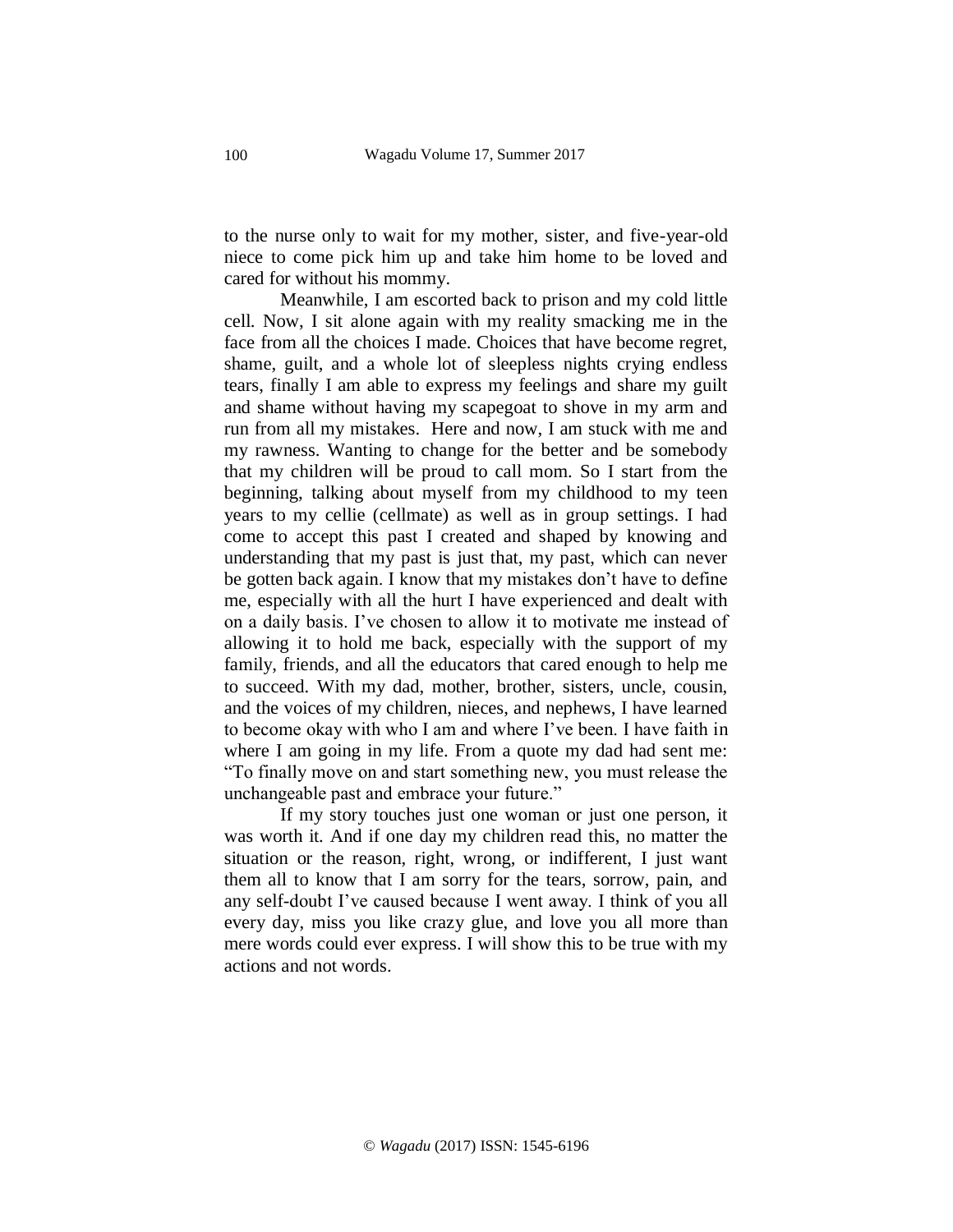to the nurse only to wait for my mother, sister, and five-year-old niece to come pick him up and take him home to be loved and cared for without his mommy.

Meanwhile, I am escorted back to prison and my cold little cell. Now, I sit alone again with my reality smacking me in the face from all the choices I made. Choices that have become regret, shame, guilt, and a whole lot of sleepless nights crying endless tears, finally I am able to express my feelings and share my guilt and shame without having my scapegoat to shove in my arm and run from all my mistakes. Here and now, I am stuck with me and my rawness. Wanting to change for the better and be somebody that my children will be proud to call mom. So I start from the beginning, talking about myself from my childhood to my teen years to my cellie (cellmate) as well as in group settings. I had come to accept this past I created and shaped by knowing and understanding that my past is just that, my past, which can never be gotten back again. I know that my mistakes don't have to define me, especially with all the hurt I have experienced and dealt with on a daily basis. I've chosen to allow it to motivate me instead of allowing it to hold me back, especially with the support of my family, friends, and all the educators that cared enough to help me to succeed. With my dad, mother, brother, sisters, uncle, cousin, and the voices of my children, nieces, and nephews, I have learned to become okay with who I am and where I've been. I have faith in where I am going in my life. From a quote my dad had sent me: "To finally move on and start something new, you must release the unchangeable past and embrace your future."

If my story touches just one woman or just one person, it was worth it. And if one day my children read this, no matter the situation or the reason, right, wrong, or indifferent, I just want them all to know that I am sorry for the tears, sorrow, pain, and any self-doubt I've caused because I went away. I think of you all every day, miss you like crazy glue, and love you all more than mere words could ever express. I will show this to be true with my actions and not words.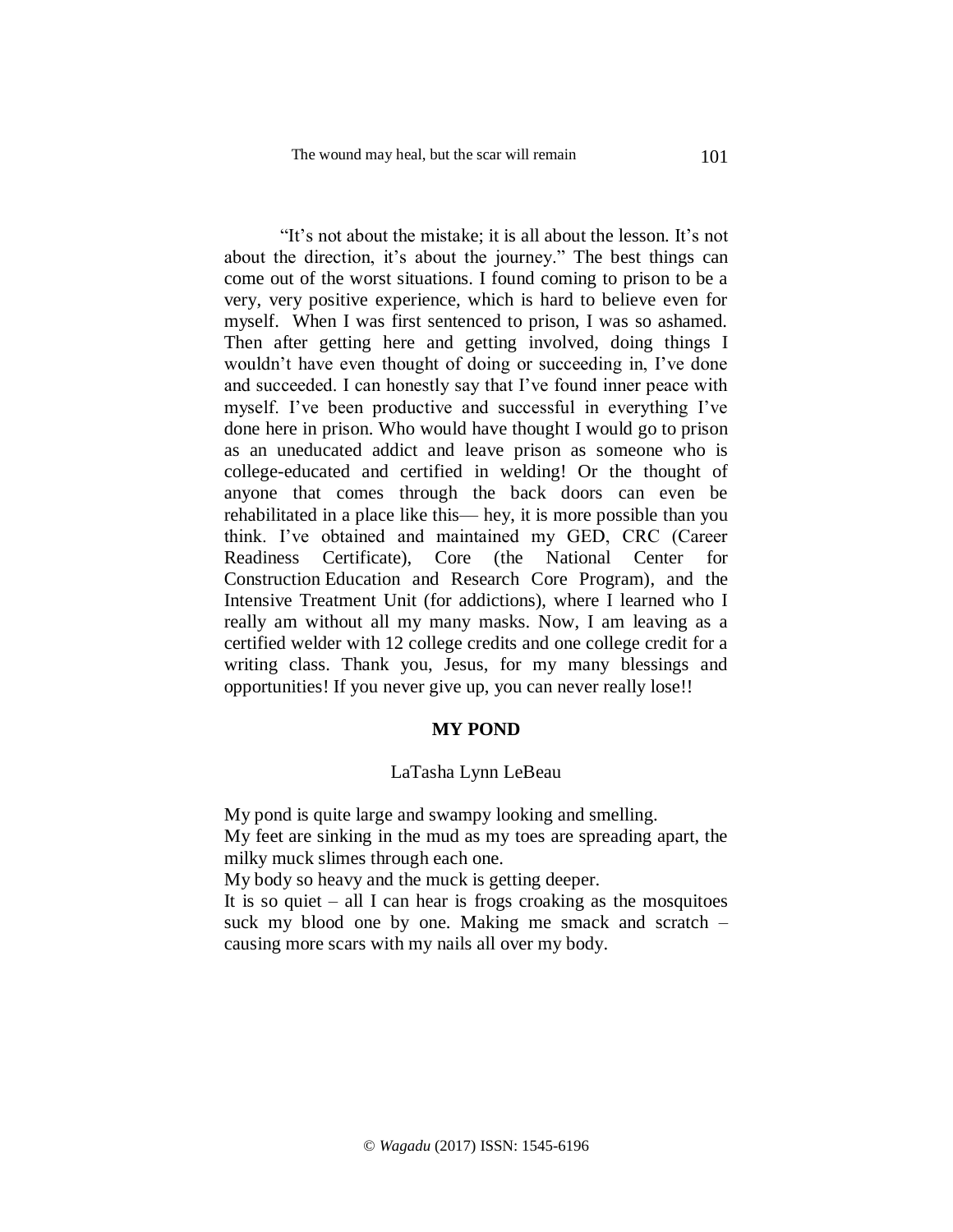"It's not about the mistake; it is all about the lesson. It's not about the direction, it's about the journey." The best things can come out of the worst situations. I found coming to prison to be a very, very positive experience, which is hard to believe even for myself. When I was first sentenced to prison, I was so ashamed. Then after getting here and getting involved, doing things I wouldn't have even thought of doing or succeeding in, I've done and succeeded. I can honestly say that I've found inner peace with myself. I've been productive and successful in everything I've done here in prison. Who would have thought I would go to prison as an uneducated addict and leave prison as someone who is college-educated and certified in welding! Or the thought of anyone that comes through the back doors can even be rehabilitated in a place like this— hey, it is more possible than you think. I've obtained and maintained my GED, CRC (Career Readiness Certificate), Core (the National Center for Construction Education and Research Core Program), and the Intensive Treatment Unit (for addictions), where I learned who I really am without all my many masks. Now, I am leaving as a certified welder with 12 college credits and one college credit for a writing class. Thank you, Jesus, for my many blessings and opportunities! If you never give up, you can never really lose!!

## MY POND

LaTasha Lynn LeBeau

My pond is quite large and swampy looking and smelling.

My feet are sinking in the mud as my toes are spreading apart, the milky muck slimes through each one.

My body so heavy and the muck is getting deeper.

It is so quiet – all I can hear is frogs croaking as the mosquitoes suck my blood one by one. Making me smack and scratch – causing more scars with my nails all over my body.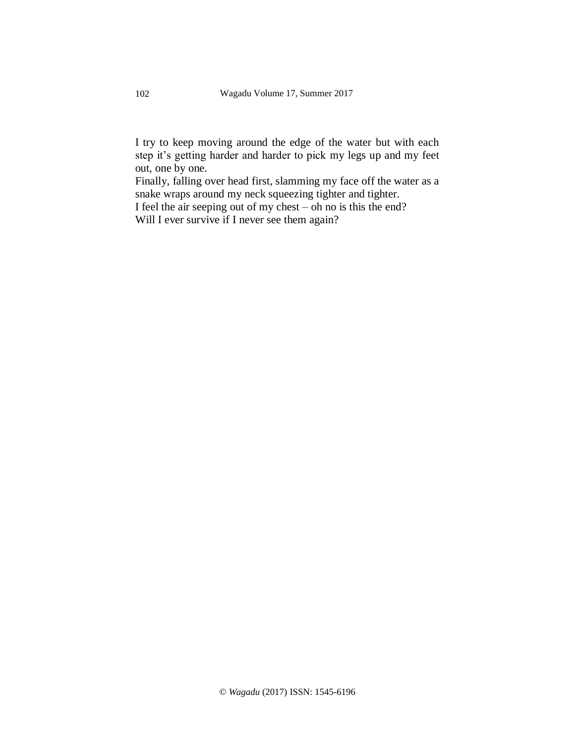I try to keep moving around the edge of the water but with each step it's getting harder and harder to pick my legs up and my feet out, one by one.
Finally, falling over head first, slamming my face off the water as a snake wraps around my neck squeezing tighter and tighter.
I feel the air seeping out of my chest – oh no is this the end?
Will I ever survive if I never see them again?